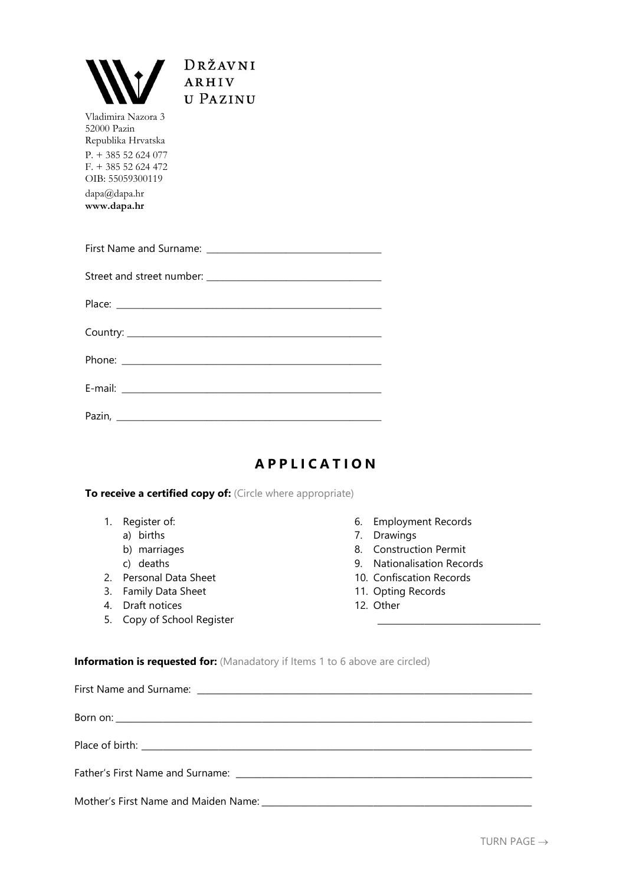DRŽAVNI ARHIV U PAZINU

Vladimira Nazora 3
52000 Pazin
Republika Hrvatska

P. + 385 52 624 077
F. + 385 52 624 472
OIB: 55059300119

dapa@dapa.hr
**www.dapa.hr**

First Name and Surname: ___________________________________

Street and street number: ___________________________________

Place: ___________________________________

Country: ___________________________________

Phone: ___________________________________

E-mail: ___________________________________

Pazin, ___________________________________

# APPLICATION

**To receive a certified copy of:** (Circle where appropriate)

1. Register of:
   a) births
   b) marriages
   c) deaths
2. Personal Data Sheet
3. Family Data Sheet
4. Draft notices
5. Copy of School Register
6. Employment Records
7. Drawings
8. Construction Permit
9. Nationalisation Records
10. Confiscation Records
11. Opting Records
12. Other
    ___________________________________

**Information is requested for:** (Manadatory if Items 1 to 6 above are circled)

First Name and Surname: ___________________________________

Born on: ___________________________________

Place of birth: ___________________________________

Father's First Name and Surname: ___________________________________

Mother's First Name and Maiden Name: ___________________________________

TURN PAGE →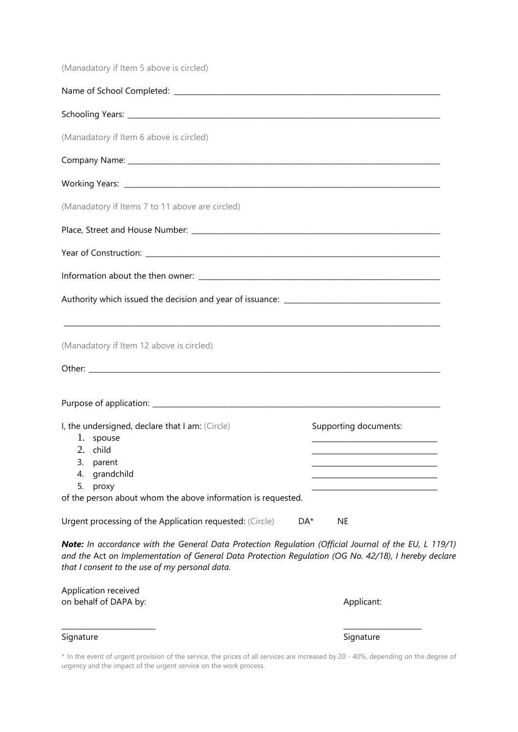(Manadatory if Item 5 above is circled)

Name of School Completed: ____________________________________________________________

Schooling Years: _____________________________________________________________________

(Manadatory if Item 6 above is circled)

Company Name: _______________________________________________________________________

Working Years: _______________________________________________________________________

(Manadatory if Items 7 to 11 above are circled)

Place, Street and House Number: _______________________________________________________

Year of Construction: __________________________________________________________________

Information about the then owner: ______________________________________________________

Authority which issued the decision and year of issuance: ___________________________________

_____________________________________________________________________________________

(Manadatory if Item 12 above is circled)

Other: _______________________________________________________________________________

Purpose of application: _________________________________________________________________

I, the undersigned, declare that I am: (Circle)

1. spouse
2. child
3. parent
4. grandchild
5. proxy

of the person about whom the above information is requested.

Supporting documents:

_____________________________

_____________________________

_____________________________

_____________________________

_____________________________

Urgent processing of the Application requested: (Circle) DA* NE

***Note:*** *In accordance with the General Data Protection Regulation (Official Journal of the EU, L 119/1) and the* Act *on Implementation of General Data Protection Regulation (OG No. 42/18), I hereby declare that I consent to the use of my personal data.*

Application received on behalf of DAPA by:

______________________

Signature

Applicant:

______________________

Signature

* In the event of urgent provision of the service, the prices of all services are increased by 20 - 40%, depending on the degree of urgency and the impact of the urgent service on the work process.